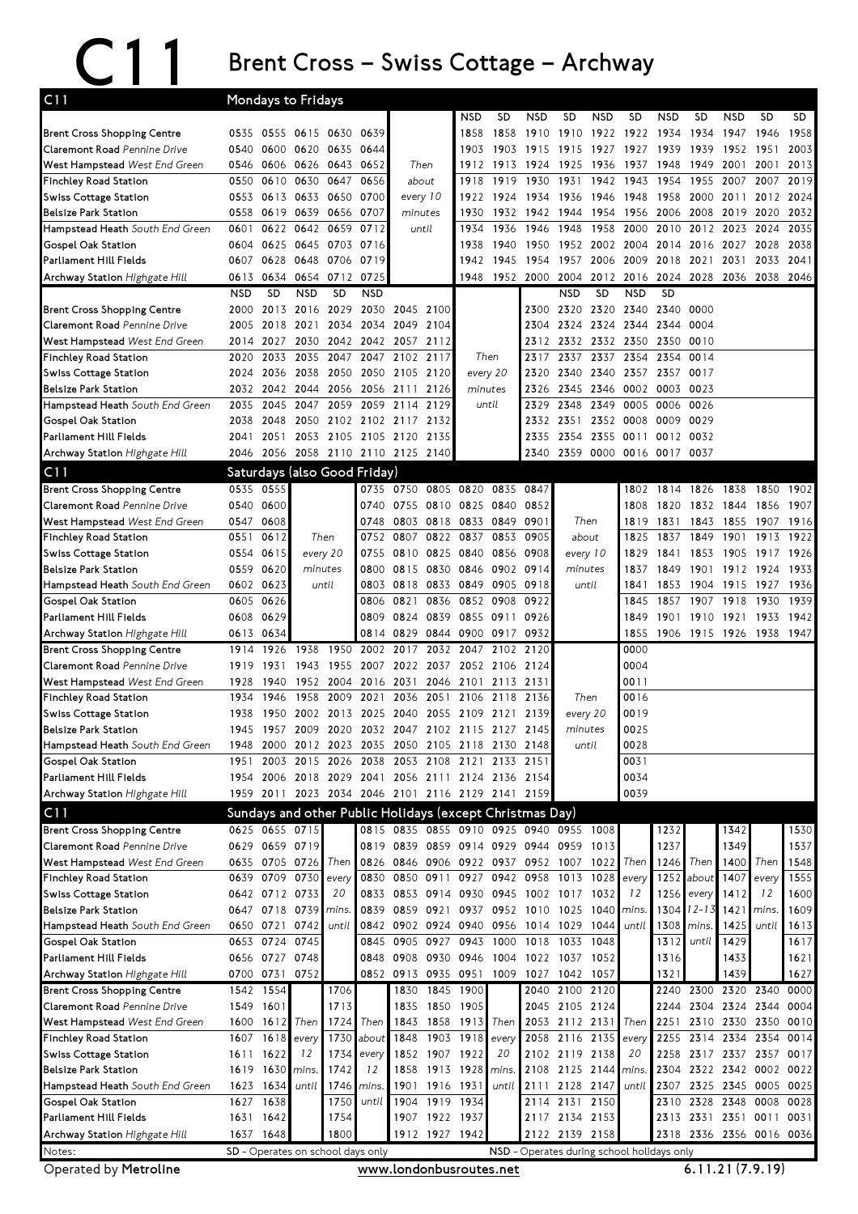# C11 Brent Cross – Swiss Cottage – Archway

## Mondays to Fridays

| C11 | | | | | | | | NSD | SD | NSD | SD | NSD | SD | NSD | SD | NSD | SD | SD |
|---|---|---|---|---|---|---|---|---|---|---|---|---|---|---|---|---|---|---|
| Brent Cross Shopping Centre | 0535 | 0555 | 0615 | 0630 | 0639 | | | 1858 | 1858 | 1910 | 1910 | 1922 | 1922 | 1934 | 1934 | 1947 | 1946 | 1958 |
| Claremont Road *Pennine Drive* | 0540 | 0600 | 0620 | 0635 | 0644 | | | 1903 | 1903 | 1915 | 1915 | 1927 | 1927 | 1939 | 1939 | 1952 | 1951 | 2003 |
| West Hampstead *West End Green* | 0546 | 0606 | 0626 | 0643 | 0652 | Then | | 1912 | 1913 | 1924 | 1925 | 1936 | 1937 | 1948 | 1949 | 2001 | 2001 | 2013 |
| Finchley Road Station | 0550 | 0610 | 0630 | 0647 | 0656 | about | | 1918 | 1919 | 1930 | 1931 | 1942 | 1943 | 1954 | 1955 | 2007 | 2007 | 2019 |
| Swiss Cottage Station | 0553 | 0613 | 0633 | 0650 | 0700 | every 10 | | 1922 | 1924 | 1934 | 1936 | 1946 | 1948 | 1958 | 2000 | 2011 | 2012 | 2024 |
| Belsize Park Station | 0558 | 0619 | 0639 | 0656 | 0707 | minutes | | 1930 | 1932 | 1942 | 1944 | 1954 | 1956 | 2006 | 2008 | 2019 | 2020 | 2032 |
| Hampstead Heath *South End Green* | 0601 | 0622 | 0642 | 0659 | 0712 | until | | 1934 | 1936 | 1946 | 1948 | 1958 | 2000 | 2010 | 2012 | 2023 | 2024 | 2035 |
| Gospel Oak Station | 0604 | 0625 | 0645 | 0703 | 0716 | | | 1938 | 1940 | 1950 | 1952 | 2002 | 2004 | 2014 | 2016 | 2027 | 2028 | 2038 |
| Parliament Hill Fields | 0607 | 0628 | 0648 | 0706 | 0719 | | | 1942 | 1945 | 1954 | 1957 | 2006 | 2009 | 2018 | 2021 | 2031 | 2033 | 2041 |
| Archway Station *Highgate Hill* | 0613 | 0634 | 0654 | 0712 | 0725 | | | 1948 | 1952 | 2000 | 2004 | 2012 | 2016 | 2024 | 2028 | 2036 | 2038 | 2046 |

| | NSD | SD | NSD | SD | NSD | | | | | | NSD | SD | NSD | SD | |
|---|---|---|---|---|---|---|---|---|---|---|---|---|---|---|---|
| Brent Cross Shopping Centre | 2000 | 2013 | 2016 | 2029 | 2030 | 2045 | 2100 | | 2300 | 2320 | 2320 | 2340 | 2340 | 0000 | |
| Claremont Road *Pennine Drive* | 2005 | 2018 | 2021 | 2034 | 2034 | 2049 | 2104 | | 2304 | 2324 | 2324 | 2344 | 2344 | 0004 | |
| West Hampstead *West End Green* | 2014 | 2027 | 2030 | 2042 | 2042 | 2057 | 2112 | | 2312 | 2332 | 2332 | 2350 | 2350 | 0010 | |
| Finchley Road Station | 2020 | 2033 | 2035 | 2047 | 2047 | 2102 | 2117 | Then | 2317 | 2337 | 2337 | 2354 | 2354 | 0014 | |
| Swiss Cottage Station | 2024 | 2036 | 2038 | 2050 | 2050 | 2105 | 2120 | every 20 | 2320 | 2340 | 2340 | 2357 | 2357 | 0017 | |
| Belsize Park Station | 2032 | 2042 | 2044 | 2056 | 2056 | 2111 | 2126 | minutes | 2326 | 2345 | 2346 | 0002 | 0003 | 0023 | |
| Hampstead Heath *South End Green* | 2035 | 2045 | 2047 | 2059 | 2059 | 2114 | 2129 | until | 2329 | 2348 | 2349 | 0005 | 0006 | 0026 | |
| Gospel Oak Station | 2038 | 2048 | 2050 | 2102 | 2102 | 2117 | 2132 | | 2332 | 2351 | 2352 | 0008 | 0009 | 0029 | |
| Parliament Hill Fields | 2041 | 2051 | 2053 | 2105 | 2105 | 2120 | 2135 | | 2335 | 2354 | 2355 | 0011 | 0012 | 0032 | |
| Archway Station *Highgate Hill* | 2046 | 2056 | 2058 | 2110 | 2110 | 2125 | 2140 | | 2340 | 2359 | 0000 | 0016 | 0017 | 0037 | |

## Saturdays (also Good Friday)

| C11 | | | | | | | | | | | | | | | | |
|---|---|---|---|---|---|---|---|---|---|---|---|---|---|---|---|---|
| Brent Cross Shopping Centre | 0535 | 0555 | | 0735 | 0750 | 0805 | 0820 | 0835 | 0847 | | 1802 | 1814 | 1826 | 1838 | 1850 | 1902 |
| Claremont Road *Pennine Drive* | 0540 | 0600 | | 0740 | 0755 | 0810 | 0825 | 0840 | 0852 | | 1808 | 1820 | 1832 | 1844 | 1856 | 1907 |
| West Hampstead *West End Green* | 0547 | 0608 | | 0748 | 0803 | 0818 | 0833 | 0849 | 0901 | Then | 1819 | 1831 | 1843 | 1855 | 1907 | 1916 |
| Finchley Road Station | 0551 | 0612 | Then | 0752 | 0807 | 0822 | 0837 | 0853 | 0905 | about | 1825 | 1837 | 1849 | 1901 | 1913 | 1922 |
| Swiss Cottage Station | 0554 | 0615 | every 20 | 0755 | 0810 | 0825 | 0840 | 0856 | 0908 | every 10 | 1829 | 1841 | 1853 | 1905 | 1917 | 1926 |
| Belsize Park Station | 0559 | 0620 | minutes | 0800 | 0815 | 0830 | 0846 | 0902 | 0914 | minutes | 1837 | 1849 | 1901 | 1912 | 1924 | 1933 |
| Hampstead Heath *South End Green* | 0602 | 0623 | until | 0803 | 0818 | 0833 | 0849 | 0905 | 0918 | until | 1841 | 1853 | 1904 | 1915 | 1927 | 1936 |
| Gospel Oak Station | 0605 | 0626 | | 0806 | 0821 | 0836 | 0852 | 0908 | 0922 | | 1845 | 1857 | 1907 | 1918 | 1930 | 1939 |
| Parliament Hill Fields | 0608 | 0629 | | 0809 | 0824 | 0839 | 0855 | 0911 | 0926 | | 1849 | 1901 | 1910 | 1921 | 1933 | 1942 |
| Archway Station *Highgate Hill* | 0613 | 0634 | | 0814 | 0829 | 0844 | 0900 | 0917 | 0932 | | 1855 | 1906 | 1915 | 1926 | 1938 | 1947 |

| | | | | | | | | | | | | |
|---|---|---|---|---|---|---|---|---|---|---|---|---|
| Brent Cross Shopping Centre | 1914 | 1926 | 1938 | 1950 | 2002 | 2017 | 2032 | 2047 | 2102 | 2120 | | 0000 |
| Claremont Road *Pennine Drive* | 1919 | 1931 | 1943 | 1955 | 2007 | 2022 | 2037 | 2052 | 2106 | 2124 | | 0004 |
| West Hampstead *West End Green* | 1928 | 1940 | 1952 | 2004 | 2016 | 2031 | 2046 | 2101 | 2113 | 2131 | | 0011 |
| Finchley Road Station | 1934 | 1946 | 1958 | 2009 | 2021 | 2036 | 2051 | 2106 | 2118 | 2136 | Then | 0016 |
| Swiss Cottage Station | 1938 | 1950 | 2002 | 2013 | 2025 | 2040 | 2055 | 2109 | 2121 | 2139 | every 20 | 0019 |
| Belsize Park Station | 1945 | 1957 | 2009 | 2020 | 2032 | 2047 | 2102 | 2115 | 2127 | 2145 | minutes | 0025 |
| Hampstead Heath *South End Green* | 1948 | 2000 | 2012 | 2023 | 2035 | 2050 | 2105 | 2118 | 2130 | 2148 | until | 0028 |
| Gospel Oak Station | 1951 | 2003 | 2015 | 2026 | 2038 | 2053 | 2108 | 2121 | 2133 | 2151 | | 0031 |
| Parliament Hill Fields | 1954 | 2006 | 2018 | 2029 | 2041 | 2056 | 2111 | 2124 | 2136 | 2154 | | 0034 |
| Archway Station *Highgate Hill* | 1959 | 2011 | 2023 | 2034 | 2046 | 2101 | 2116 | 2129 | 2141 | 2159 | | 0039 |

## Sundays and other Public Holidays (except Christmas Day)

| C11 | | | | | | | | | | | | | | | | | | | | |
|---|---|---|---|---|---|---|---|---|---|---|---|---|---|---|---|---|---|---|---|---|
| Brent Cross Shopping Centre | 0625 | 0655 | 0715 | | 0815 | 0835 | 0855 | 0910 | 0925 | 0940 | 0955 | 1008 | | 1232 | | 1342 | | 1530 |
| Claremont Road *Pennine Drive* | 0629 | 0659 | 0719 | | 0819 | 0839 | 0859 | 0914 | 0929 | 0944 | 0959 | 1013 | | 1237 | | 1349 | | 1537 |
| West Hampstead *West End Green* | 0635 | 0705 | 0726 | Then | 0826 | 0846 | 0906 | 0922 | 0937 | 0952 | 1007 | 1022 | Then | 1246 | Then | 1400 | Then | 1548 |
| Finchley Road Station | 0639 | 0709 | 0730 | every | 0830 | 0850 | 0911 | 0927 | 0942 | 0958 | 1013 | 1028 | every | 1252 | about | 1407 | every | 1555 |
| Swiss Cottage Station | 0642 | 0712 | 0733 | 20 | 0833 | 0853 | 0914 | 0930 | 0945 | 1002 | 1017 | 1032 | 12 | 1256 | every | 1412 | 12 | 1600 |
| Belsize Park Station | 0647 | 0718 | 0739 | mins. | 0839 | 0859 | 0921 | 0937 | 0952 | 1010 | 1025 | 1040 | mins. | 1304 | 12-13 | 1421 | mins. | 1609 |
| Hampstead Heath *South End Green* | 0650 | 0721 | 0742 | until | 0842 | 0902 | 0924 | 0940 | 0956 | 1014 | 1029 | 1044 | until | 1308 | mins. | 1425 | until | 1613 |
| Gospel Oak Station | 0653 | 0724 | 0745 | | 0845 | 0905 | 0927 | 0943 | 1000 | 1018 | 1033 | 1048 | | 1312 | until | 1429 | | 1617 |
| Parliament Hill Fields | 0656 | 0727 | 0748 | | 0848 | 0908 | 0930 | 0946 | 1004 | 1022 | 1037 | 1052 | | 1316 | | 1433 | | 1621 |
| Archway Station *Highgate Hill* | 0700 | 0731 | 0752 | | 0852 | 0913 | 0935 | 0951 | 1009 | 1027 | 1042 | 1057 | | 1321 | | 1439 | | 1627 |

| | | | | | | | | | | | | | | | | | | | |
|---|---|---|---|---|---|---|---|---|---|---|---|---|---|---|---|---|---|---|---|
| Brent Cross Shopping Centre | 1542 | 1554 | | 1706 | | 1830 | 1845 | 1900 | | 2040 | 2100 | 2120 | | 2240 | 2300 | 2320 | 2340 | 0000 |
| Claremont Road *Pennine Drive* | 1549 | 1601 | | 1713 | | 1835 | 1850 | 1905 | | 2045 | 2105 | 2124 | | 2244 | 2304 | 2324 | 2344 | 0004 |
| West Hampstead *West End Green* | 1600 | 1612 | Then | 1724 | Then | 1843 | 1858 | 1913 | Then | 2053 | 2112 | 2131 | Then | 2251 | 2310 | 2330 | 2350 | 0010 |
| Finchley Road Station | 1607 | 1618 | every | 1730 | about | 1848 | 1903 | 1918 | every | 2058 | 2116 | 2135 | every | 2255 | 2314 | 2334 | 2354 | 0014 |
| Swiss Cottage Station | 1611 | 1622 | 12 | 1734 | every | 1852 | 1907 | 1922 | 20 | 2102 | 2119 | 2138 | 20 | 2258 | 2317 | 2337 | 2357 | 0017 |
| Belsize Park Station | 1619 | 1630 | mins. | 1742 | 12 | 1858 | 1913 | 1928 | mins. | 2108 | 2125 | 2144 | mins. | 2304 | 2322 | 2342 | 0002 | 0022 |
| Hampstead Heath *South End Green* | 1623 | 1634 | until | 1746 | mins. | 1901 | 1916 | 1931 | until | 2111 | 2128 | 2147 | until | 2307 | 2325 | 2345 | 0005 | 0025 |
| Gospel Oak Station | 1627 | 1638 | | 1750 | until | 1904 | 1919 | 1934 | | 2114 | 2131 | 2150 | | 2310 | 2328 | 2348 | 0008 | 0028 |
| Parliament Hill Fields | 1631 | 1642 | | 1754 | | 1907 | 1922 | 1937 | | 2117 | 2134 | 2153 | | 2313 | 2331 | 2351 | 0011 | 0031 |
| Archway Station *Highgate Hill* | 1637 | 1648 | | 1800 | | 1912 | 1927 | 1942 | | 2122 | 2139 | 2158 | | 2318 | 2336 | 2356 | 0016 | 0036 |

Notes: SD - Operates on school days only; NSD - Operates during school holidays only

Operated by **Metroline** | www.londonbusroutes.net | 6.11.21 (7.9.19)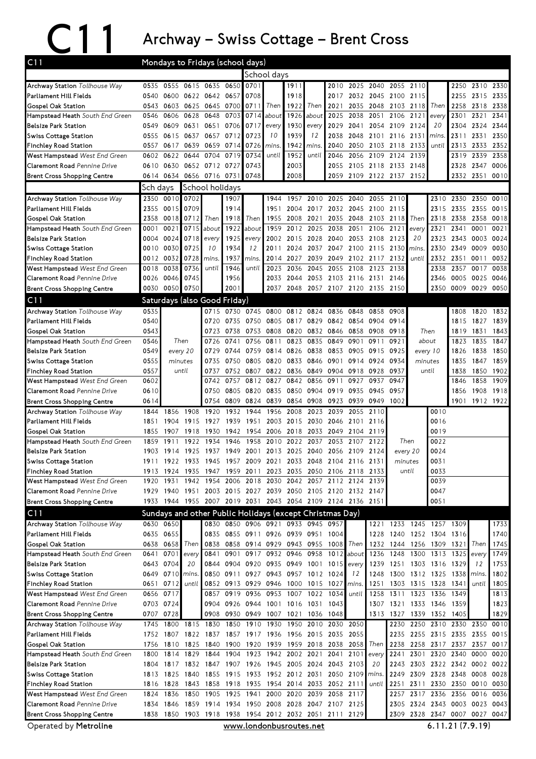# C11 Archway – Swiss Cottage – Brent Cross

## C11 Mondays to Fridays (school days)

| | | | | | | School days | | | | | | | | | | | | | |
|---|---|---|---|---|---|---|---|---|---|---|---|---|---|---|---|---|---|---|---|
| Archway Station *Tollhouse Way* | 0535 | 0555 | 0615 | 0635 | 0650 | 0701 | | 1911 | | 2010 | 2025 | 2040 | 2055 | 2110 | | 2250 | 2310 | 2330 |
| Parliament Hill Fields | 0540 | 0600 | 0622 | 0642 | 0657 | 0708 | | 1918 | | 2017 | 2032 | 2045 | 2100 | 2115 | | 2255 | 2315 | 2335 |
| Gospel Oak Station | 0543 | 0603 | 0625 | 0645 | 0700 | 0711 | Then | 1922 | Then | 2021 | 2035 | 2048 | 2103 | 2118 | Then | 2258 | 2318 | 2338 |
| Hampstead Heath *South End Green* | 0546 | 0606 | 0628 | 0648 | 0703 | 0714 | about | 1926 | about | 2025 | 2038 | 2051 | 2106 | 2121 | every | 2301 | 2321 | 2341 |
| Belsize Park Station | 0549 | 0609 | 0631 | 0651 | 0706 | 0717 | every | 1930 | every | 2029 | 2041 | 2054 | 2109 | 2124 | 20 | 2304 | 2324 | 2344 |
| Swiss Cottage Station | 0555 | 0615 | 0637 | 0657 | 0712 | 0723 | 10 | 1939 | 12 | 2038 | 2048 | 2101 | 2116 | 2131 | mins. | 2311 | 2331 | 2350 |
| Finchley Road Station | 0557 | 0617 | 0639 | 0659 | 0714 | 0726 | mins. | 1942 | mins. | 2040 | 2050 | 2103 | 2118 | 2133 | until | 2313 | 2333 | 2352 |
| West Hampstead *West End Green* | 0602 | 0622 | 0644 | 0704 | 0719 | 0734 | until | 1952 | until | 2046 | 2056 | 2109 | 2124 | 2139 | | 2319 | 2339 | 2358 |
| Claremont Road *Pennine Drive* | 0610 | 0630 | 0652 | 0712 | 0727 | 0743 | | 2003 | | 2055 | 2105 | 2118 | 2133 | 2148 | | 2328 | 2347 | 0006 |
| Brent Cross Shopping Centre | 0614 | 0634 | 0656 | 0716 | 0731 | 0748 | | 2008 | | 2059 | 2109 | 2122 | 2137 | 2152 | | 2332 | 2351 | 0010 |

| | Sch days | | School holidays | | | | | | | | | | | | | | | | | |
|---|---|---|---|---|---|---|---|---|---|---|---|---|---|---|---|---|---|---|---|---|
| Archway Station *Tollhouse Way* | 2350 | 0010 | 0702 | | 1907 | | 1944 | 1957 | 2010 | 2025 | 2040 | 2055 | 2110 | | 2310 | 2330 | 2350 | 0010 |
| Parliament Hill Fields | 2355 | 0015 | 0709 | | 1914 | | 1951 | 2004 | 2017 | 2032 | 2045 | 2100 | 2115 | | 2315 | 2335 | 2355 | 0015 |
| Gospel Oak Station | 2358 | 0018 | 0712 | Then | 1918 | Then | 1955 | 2008 | 2021 | 2035 | 2048 | 2103 | 2118 | Then | 2318 | 2338 | 2358 | 0018 |
| Hampstead Heath *South End Green* | 0001 | 0021 | 0715 | about | 1922 | about | 1959 | 2012 | 2025 | 2038 | 2051 | 2106 | 2121 | every | 2321 | 2341 | 0001 | 0021 |
| Belsize Park Station | 0004 | 0024 | 0718 | every | 1925 | every | 2002 | 2015 | 2028 | 2040 | 2053 | 2108 | 2123 | 20 | 2323 | 2343 | 0003 | 0024 |
| Swiss Cottage Station | 0010 | 0030 | 0725 | 10 | 1934 | 12 | 2011 | 2024 | 2037 | 2047 | 2100 | 2115 | 2130 | mins. | 2330 | 2349 | 0009 | 0030 |
| Finchley Road Station | 0012 | 0032 | 0728 | mins. | 1937 | mins. | 2014 | 2027 | 2039 | 2049 | 2102 | 2117 | 2132 | until | 2332 | 2351 | 0011 | 0032 |
| West Hampstead *West End Green* | 0018 | 0038 | 0736 | until | 1946 | until | 2023 | 2036 | 2045 | 2055 | 2108 | 2123 | 2138 | | 2338 | 2357 | 0017 | 0038 |
| Claremont Road *Pennine Drive* | 0026 | 0046 | 0745 | | 1956 | | 2033 | 2044 | 2053 | 2103 | 2116 | 2131 | 2146 | | 2346 | 0005 | 0025 | 0046 |
| Brent Cross Shopping Centre | 0030 | 0050 | 0750 | | 2001 | | 2037 | 2048 | 2057 | 2107 | 2120 | 2135 | 2150 | | 2350 | 0009 | 0029 | 0050 |

## C11 Saturdays (also Good Friday)

| | | | | | | | | | | | | | | | | |
|---|---|---|---|---|---|---|---|---|---|---|---|---|---|---|---|---|
| Archway Station *Tollhouse Way* | 0535 | | 0715 | 0730 | 0745 | 0800 | 0812 | 0824 | 0836 | 0848 | 0858 | 0908 | | 1808 | 1820 | 1832 |
| Parliament Hill Fields | 0540 | | 0720 | 0735 | 0750 | 0805 | 0817 | 0829 | 0842 | 0854 | 0904 | 0914 | | 1815 | 1827 | 1839 |
| Gospel Oak Station | 0543 | | 0723 | 0738 | 0753 | 0808 | 0820 | 0832 | 0846 | 0858 | 0908 | 0918 | Then | 1819 | 1831 | 1843 |
| Hampstead Heath *South End Green* | 0546 | Then | 0726 | 0741 | 0756 | 0811 | 0823 | 0835 | 0849 | 0901 | 0911 | 0921 | about | 1823 | 1835 | 1847 |
| Belsize Park Station | 0549 | every 20 | 0729 | 0744 | 0759 | 0814 | 0826 | 0838 | 0853 | 0905 | 0915 | 0925 | every 10 | 1826 | 1838 | 1850 |
| Swiss Cottage Station | 0555 | minutes | 0735 | 0750 | 0805 | 0820 | 0833 | 0846 | 0901 | 0914 | 0924 | 0934 | minutes | 1835 | 1847 | 1859 |
| Finchley Road Station | 0557 | until | 0737 | 0752 | 0807 | 0822 | 0836 | 0849 | 0904 | 0918 | 0928 | 0937 | until | 1838 | 1850 | 1902 |
| West Hampstead *West End Green* | 0602 | | 0742 | 0757 | 0812 | 0827 | 0842 | 0856 | 0911 | 0927 | 0937 | 0947 | | 1846 | 1858 | 1909 |
| Claremont Road *Pennine Drive* | 0610 | | 0750 | 0805 | 0820 | 0835 | 0850 | 0904 | 0919 | 0935 | 0945 | 0957 | | 1856 | 1908 | 1918 |
| Brent Cross Shopping Centre | 0614 | | 0754 | 0809 | 0824 | 0839 | 0854 | 0908 | 0923 | 0939 | 0949 | 1002 | | 1901 | 1912 | 1922 |

| | | | | | | | | | | | | | | |
|---|---|---|---|---|---|---|---|---|---|---|---|---|---|---|
| Archway Station *Tollhouse Way* | 1844 | 1856 | 1908 | 1920 | 1932 | 1944 | 1956 | 2008 | 2023 | 2039 | 2055 | 2110 | | 0010 |
| Parliament Hill Fields | 1851 | 1904 | 1915 | 1927 | 1939 | 1951 | 2003 | 2015 | 2030 | 2046 | 2101 | 2116 | | 0016 |
| Gospel Oak Station | 1855 | 1907 | 1918 | 1930 | 1942 | 1954 | 2006 | 2018 | 2033 | 2049 | 2104 | 2119 | | 0019 |
| Hampstead Heath *South End Green* | 1859 | 1911 | 1922 | 1934 | 1946 | 1958 | 2010 | 2022 | 2037 | 2053 | 2107 | 2122 | Then | 0022 |
| Belsize Park Station | 1903 | 1914 | 1925 | 1937 | 1949 | 2001 | 2013 | 2025 | 2040 | 2056 | 2109 | 2124 | every 20 | 0024 |
| Swiss Cottage Station | 1911 | 1922 | 1933 | 1945 | 1957 | 2009 | 2021 | 2033 | 2048 | 2104 | 2116 | 2131 | minutes | 0031 |
| Finchley Road Station | 1913 | 1924 | 1935 | 1947 | 1959 | 2011 | 2023 | 2035 | 2050 | 2106 | 2118 | 2133 | until | 0033 |
| West Hampstead *West End Green* | 1920 | 1931 | 1942 | 1954 | 2006 | 2018 | 2030 | 2042 | 2057 | 2112 | 2124 | 2139 | | 0039 |
| Claremont Road *Pennine Drive* | 1929 | 1940 | 1951 | 2003 | 2015 | 2027 | 2039 | 2050 | 2105 | 2120 | 2132 | 2147 | | 0047 |
| Brent Cross Shopping Centre | 1933 | 1944 | 1955 | 2007 | 2019 | 2031 | 2043 | 2054 | 2109 | 2124 | 2136 | 2151 | | 0051 |

## C11 Sundays and other Public Holidays (except Christmas Day)

| | | | | | | | | | | | | | | | | | | | |
|---|---|---|---|---|---|---|---|---|---|---|---|---|---|---|---|---|---|---|---|
| Archway Station *Tollhouse Way* | 0630 | 0650 | | 0830 | 0850 | 0906 | 0921 | 0933 | 0945 | 0957 | | 1221 | 1233 | 1245 | 1257 | 1309 | | 1733 |
| Parliament Hill Fields | 0635 | 0655 | | 0835 | 0855 | 0911 | 0926 | 0939 | 0951 | 1004 | | 1228 | 1240 | 1252 | 1304 | 1316 | | 1740 |
| Gospel Oak Station | 0638 | 0658 | Then | 0838 | 0858 | 0914 | 0929 | 0943 | 0955 | 1008 | Then | 1232 | 1244 | 1256 | 1309 | 1321 | Then | 1745 |
| Hampstead Heath *South End Green* | 0641 | 0701 | every | 0841 | 0901 | 0917 | 0932 | 0946 | 0958 | 1012 | about | 1236 | 1248 | 1300 | 1313 | 1325 | every | 1749 |
| Belsize Park Station | 0643 | 0704 | 20 | 0844 | 0904 | 0920 | 0935 | 0949 | 1001 | 1015 | every | 1239 | 1251 | 1303 | 1316 | 1329 | 12 | 1753 |
| Swiss Cottage Station | 0649 | 0710 | mins. | 0850 | 0911 | 0927 | 0943 | 0957 | 1012 | 1024 | 12 | 1248 | 1300 | 1312 | 1325 | 1338 | mins. | 1802 |
| Finchley Road Station | 0651 | 0712 | until | 0852 | 0913 | 0929 | 0946 | 1000 | 1015 | 1027 | mins. | 1251 | 1303 | 1315 | 1328 | 1341 | until | 1805 |
| West Hampstead *West End Green* | 0656 | 0717 | | 0857 | 0919 | 0936 | 0953 | 1007 | 1022 | 1034 | until | 1258 | 1311 | 1323 | 1336 | 1349 | | 1813 |
| Claremont Road *Pennine Drive* | 0703 | 0724 | | 0904 | 0926 | 0944 | 1001 | 1016 | 1031 | 1043 | | 1307 | 1321 | 1333 | 1346 | 1359 | | 1823 |
| Brent Cross Shopping Centre | 0707 | 0728 | | 0908 | 0930 | 0949 | 1007 | 1021 | 1036 | 1048 | | 1313 | 1327 | 1339 | 1352 | 1405 | | 1829 |

| | | | | | | | | | | | | | | | | | | |
|---|---|---|---|---|---|---|---|---|---|---|---|---|---|---|---|---|---|---|
| Archway Station *Tollhouse Way* | 1745 | 1800 | 1815 | 1830 | 1850 | 1910 | 1930 | 1950 | 2010 | 2030 | 2050 | | 2230 | 2250 | 2310 | 2330 | 2350 | 0010 |
| Parliament Hill Fields | 1752 | 1807 | 1822 | 1837 | 1857 | 1917 | 1936 | 1956 | 2015 | 2035 | 2055 | | 2235 | 2255 | 2315 | 2335 | 2355 | 0015 |
| Gospel Oak Station | 1756 | 1810 | 1825 | 1840 | 1900 | 1920 | 1939 | 1959 | 2018 | 2038 | 2058 | Then | 2238 | 2258 | 2317 | 2337 | 2357 | 0017 |
| Hampstead Heath *South End Green* | 1800 | 1814 | 1829 | 1844 | 1904 | 1923 | 1942 | 2002 | 2021 | 2041 | 2101 | every | 2241 | 2301 | 2320 | 2340 | 0000 | 0020 |
| Belsize Park Station | 1804 | 1817 | 1832 | 1847 | 1907 | 1926 | 1945 | 2005 | 2024 | 2043 | 2103 | 20 | 2243 | 2303 | 2322 | 2342 | 0002 | 0022 |
| Swiss Cottage Station | 1813 | 1825 | 1840 | 1855 | 1915 | 1933 | 1952 | 2012 | 2031 | 2050 | 2109 | mins. | 2249 | 2309 | 2328 | 2348 | 0008 | 0028 |
| Finchley Road Station | 1816 | 1828 | 1843 | 1858 | 1918 | 1935 | 1954 | 2014 | 2033 | 2052 | 2111 | until | 2251 | 2311 | 2330 | 2350 | 0010 | 0030 |
| West Hampstead *West End Green* | 1824 | 1836 | 1850 | 1905 | 1925 | 1941 | 2000 | 2020 | 2039 | 2058 | 2117 | | 2257 | 2317 | 2336 | 2356 | 0016 | 0036 |
| Claremont Road *Pennine Drive* | 1834 | 1846 | 1859 | 1914 | 1934 | 1950 | 2008 | 2028 | 2047 | 2107 | 2125 | | 2305 | 2324 | 2343 | 0003 | 0023 | 0043 |
| Brent Cross Shopping Centre | 1838 | 1850 | 1903 | 1918 | 1938 | 1954 | 2012 | 2032 | 2051 | 2111 | 2129 | | 2309 | 2328 | 2347 | 0007 | 0027 | 0047 |

Operated by **Metroline** www.londonbusroutes.net 6.11.21 (7.9.19)